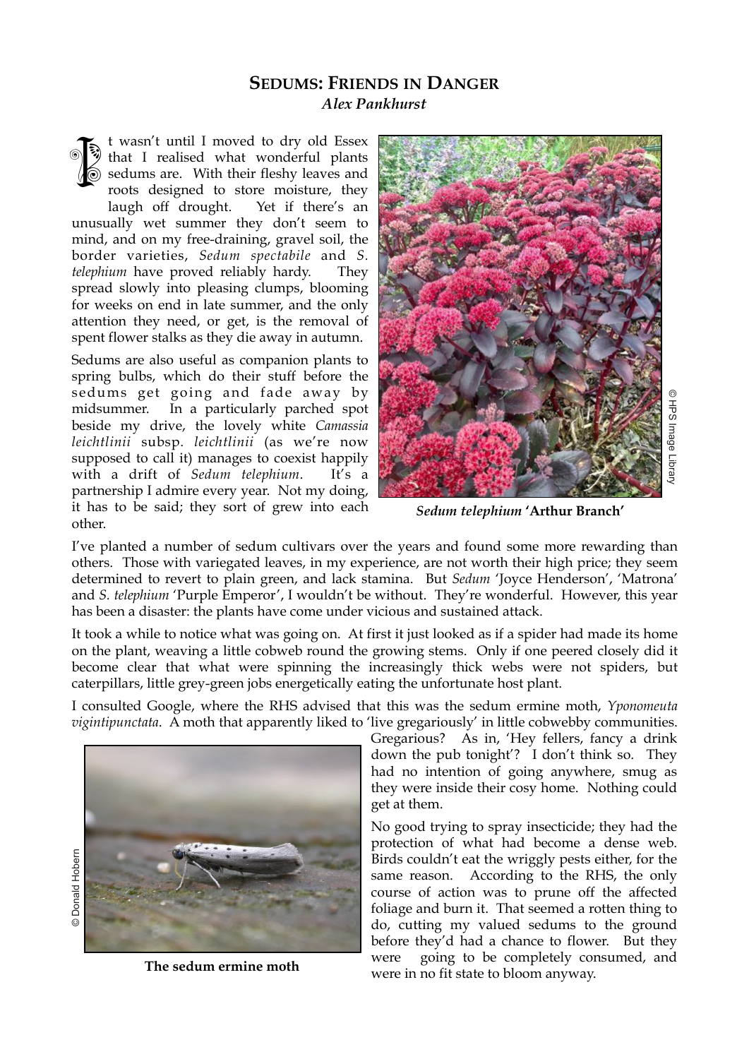# SEDUMS: FRIENDS IN DANGER

***Alex Pankhurst***

It wasn't until I moved to dry old Essex that I realised what wonderful plants sedums are. With their fleshy leaves and roots designed to store moisture, they laugh off drought. Yet if there's an unusually wet summer they don't seem to mind, and on my free-draining, gravel soil, the border varieties, *Sedum spectabile* and *S. telephium* have proved reliably hardy. They spread slowly into pleasing clumps, blooming for weeks on end in late summer, and the only attention they need, or get, is the removal of spent flower stalks as they die away in autumn.

Sedums are also useful as companion plants to spring bulbs, which do their stuff before the sedums get going and fade away by midsummer. In a particularly parched spot beside my drive, the lovely white *Camassia leichtlinii* subsp. *leichtlinii* (as we're now supposed to call it) manages to coexist happily with a drift of *Sedum telephium*. It's a partnership I admire every year. Not my doing, it has to be said; they sort of grew into each other.

© HPS Image Library

***Sedum telephium* 'Arthur Branch'**

I've planted a number of sedum cultivars over the years and found some more rewarding than others. Those with variegated leaves, in my experience, are not worth their high price; they seem determined to revert to plain green, and lack stamina. But *Sedum* 'Joyce Henderson', 'Matrona' and *S. telephium* 'Purple Emperor', I wouldn't be without. They're wonderful. However, this year has been a disaster: the plants have come under vicious and sustained attack.

It took a while to notice what was going on. At first it just looked as if a spider had made its home on the plant, weaving a little cobweb round the growing stems. Only if one peered closely did it become clear that what were spinning the increasingly thick webs were not spiders, but caterpillars, little grey-green jobs energetically eating the unfortunate host plant.

I consulted Google, where the RHS advised that this was the sedum ermine moth, *Yponomeuta vigintipunctata*. A moth that apparently liked to 'live gregariously' in little cobwebby communities. Gregarious? As in, 'Hey fellers, fancy a drink down the pub tonight'? I don't think so. They had no intention of going anywhere, smug as they were inside their cosy home. Nothing could get at them.

© Donald Hobern

**The sedum ermine moth**

No good trying to spray insecticide; they had the protection of what had become a dense web. Birds couldn't eat the wriggly pests either, for the same reason. According to the RHS, the only course of action was to prune off the affected foliage and burn it. That seemed a rotten thing to do, cutting my valued sedums to the ground before they'd had a chance to flower. But they were going to be completely consumed, and were in no fit state to bloom anyway.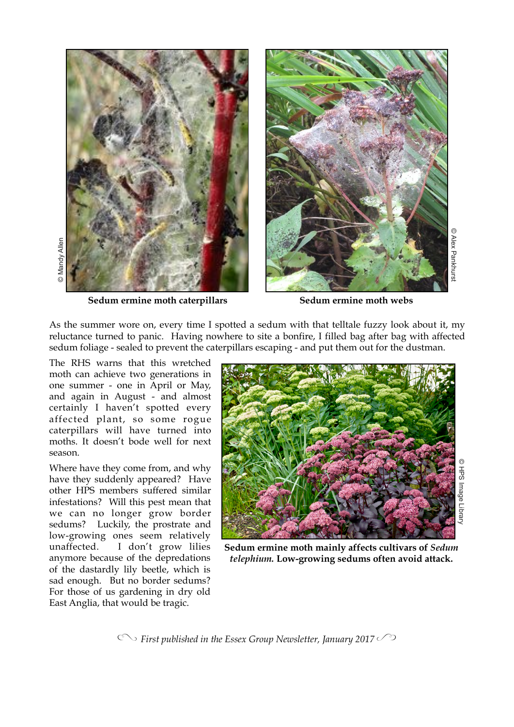© Mandy Allen

**Sedum ermine moth caterpillars**

© Alex Pankhurst

**Sedum ermine moth webs**

As the summer wore on, every time I spotted a sedum with that telltale fuzzy look about it, my reluctance turned to panic. Having nowhere to site a bonfire, I filled bag after bag with affected sedum foliage - sealed to prevent the caterpillars escaping - and put them out for the dustman.

The RHS warns that this wretched moth can achieve two generations in one summer - one in April or May, and again in August - and almost certainly I haven't spotted every affected plant, so some rogue caterpillars will have turned into moths. It doesn't bode well for next season.

Where have they come from, and why have they suddenly appeared? Have other HPS members suffered similar infestations? Will this pest mean that we can no longer grow border sedums? Luckily, the prostrate and low-growing ones seem relatively unaffected. I don't grow lilies anymore because of the depredations of the dastardly lily beetle, which is sad enough. But no border sedums? For those of us gardening in dry old East Anglia, that would be tragic.

© HPS Image Library

**Sedum ermine moth mainly affects cultivars of *Sedum telephium*. Low-growing sedums often avoid attack.**

*First published in the Essex Group Newsletter, January 2017*